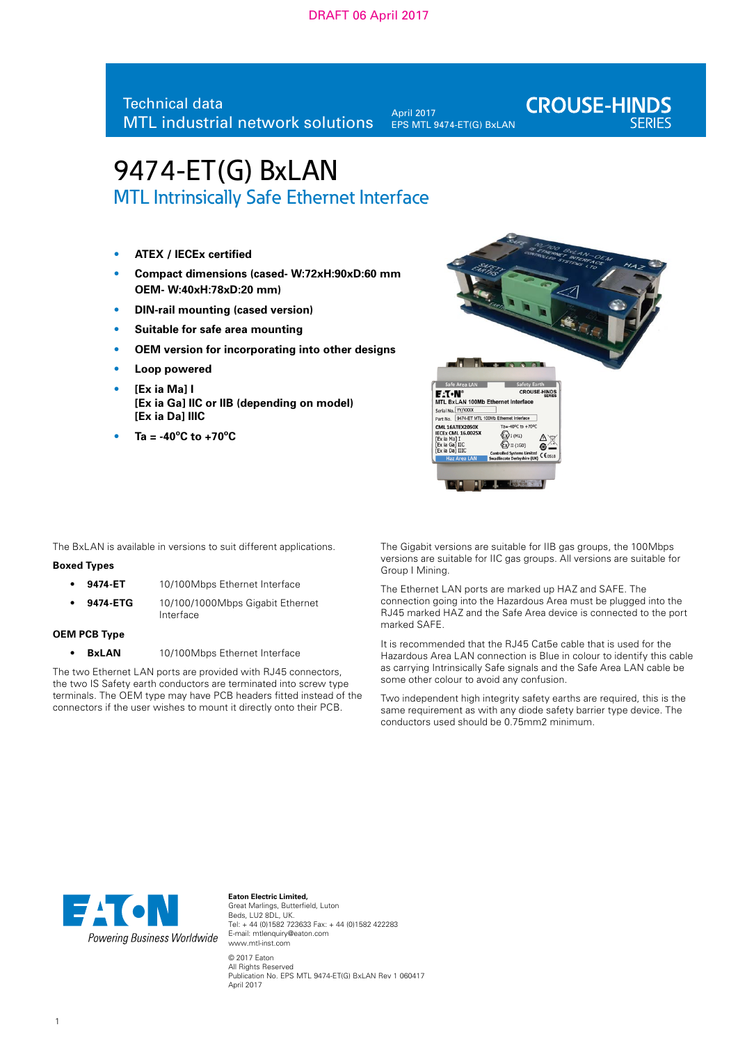DRAFT 06 April 2017

Technical data
MTL industrial network solutions

April 2017
EPS MTL 9474-ET(G) BxLAN

CROUSE-HINDS SERIES

# 9474-ET(G) BxLAN

## MTL Intrinsically Safe Ethernet Interface

- **ATEX / IECEx certified**
- **Compact dimensions (cased- W:72xH:90xD:60 mm OEM- W:40xH:78xD:20 mm)**
- **DIN-rail mounting (cased version)**
- **Suitable for safe area mounting**
- **OEM version for incorporating into other designs**
- **Loop powered**
- **[Ex ia Ma] I**
  **[Ex ia Ga] IIC or IIB (depending on model)**
  **[Ex ia Da] IIIC**
- **Ta = -40°C to +70°C**

The BxLAN is available in versions to suit different applications.

**Boxed Types**

- **9474-ET** 10/100Mbps Ethernet Interface
- **9474-ETG** 10/100/1000Mbps Gigabit Ethernet Interface

**OEM PCB Type**

- **BxLAN** 10/100Mbps Ethernet Interface

The two Ethernet LAN ports are provided with RJ45 connectors, the two IS Safety earth conductors are terminated into screw type terminals. The OEM type may have PCB headers fitted instead of the connectors if the user wishes to mount it directly onto their PCB.

The Gigabit versions are suitable for IIB gas groups, the 100Mbps versions are suitable for IIC gas groups. All versions are suitable for Group I Mining.

The Ethernet LAN ports are marked up HAZ and SAFE. The connection going into the Hazardous Area must be plugged into the RJ45 marked HAZ and the Safe Area device is connected to the port marked SAFE.

It is recommended that the RJ45 Cat5e cable that is used for the Hazardous Area LAN connection is Blue in colour to identify this cable as carrying Intrinsically Safe signals and the Safe Area LAN cable be some other colour to avoid any confusion.

Two independent high integrity safety earths are required, this is the same requirement as with any diode safety barrier type device. The conductors used should be 0.75mm2 minimum.

EATON
Powering Business Worldwide

**Eaton Electric Limited,**
Great Marlings, Butterfield, Luton
Beds, LU2 8DL, UK.
Tel: + 44 (0)1582 723633 Fax: + 44 (0)1582 422283
E-mail: mtlenquiry@eaton.com
www.mtl-inst.com

© 2017 Eaton
All Rights Reserved
Publication No. EPS MTL 9474-ET(G) BxLAN Rev 1 060417
April 2017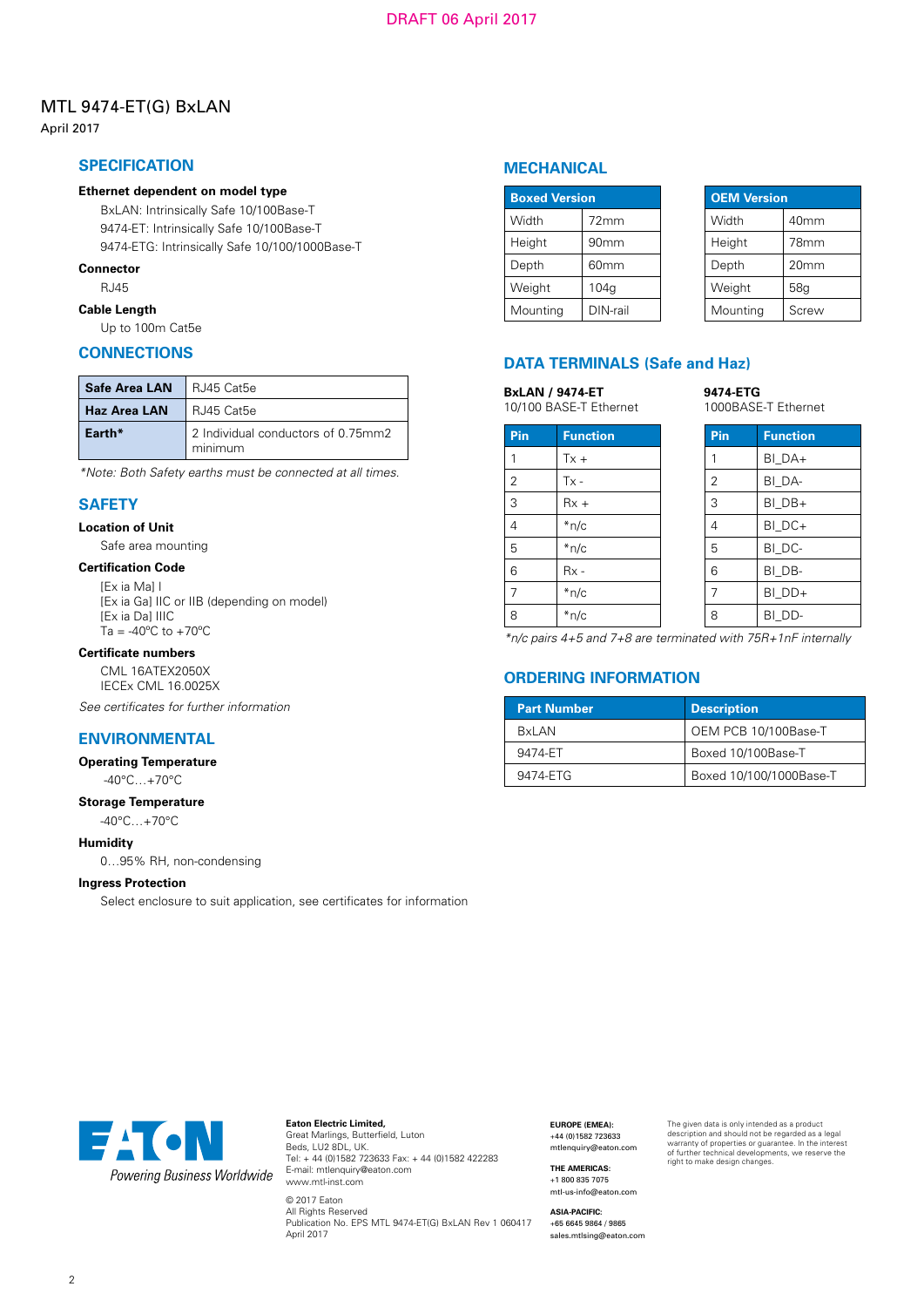DRAFT 06 April 2017

# MTL 9474-ET(G) BxLAN

April 2017

## SPECIFICATION

**Ethernet dependent on model type**

BxLAN: Intrinsically Safe 10/100Base-T
9474-ET: Intrinsically Safe 10/100Base-T
9474-ETG: Intrinsically Safe 10/100/1000Base-T

**Connector**

RJ45

**Cable Length**

Up to 100m Cat5e

## CONNECTIONS

| | |
|---|---|
| **Safe Area LAN** | RJ45 Cat5e |
| **Haz Area LAN** | RJ45 Cat5e |
| **Earth*** | 2 Individual conductors of 0.75mm2 minimum |

*\*Note: Both Safety earths must be connected at all times.*

## SAFETY

**Location of Unit**

Safe area mounting

**Certification Code**

[Ex ia Ma] I
[Ex ia Ga] IIC or IIB (depending on model)
[Ex ia Da] IIIC
Ta = -40ºC to +70ºC

**Certificate numbers**

CML 16ATEX2050X
IECEx CML 16.0025X

*See certificates for further information*

## ENVIRONMENTAL

**Operating Temperature**

-40°C…+70°C

**Storage Temperature**

-40°C…+70°C

**Humidity**

0…95% RH, non-condensing

**Ingress Protection**

Select enclosure to suit application, see certificates for information

## MECHANICAL

| Boxed Version | |
|---|---|
| Width | 72mm |
| Height | 90mm |
| Depth | 60mm |
| Weight | 104g |
| Mounting | DIN-rail |

| OEM Version | |
|---|---|
| Width | 40mm |
| Height | 78mm |
| Depth | 20mm |
| Weight | 58g |
| Mounting | Screw |

## DATA TERMINALS (Safe and Haz)

**BxLAN / 9474-ET**
10/100 BASE-T Ethernet

| Pin | Function |
|---|---|
| 1 | Tx + |
| 2 | Tx - |
| 3 | Rx + |
| 4 | *n/c |
| 5 | *n/c |
| 6 | Rx - |
| 7 | *n/c |
| 8 | *n/c |

**9474-ETG**
1000BASE-T Ethernet

| Pin | Function |
|---|---|
| 1 | BI_DA+ |
| 2 | BI_DA- |
| 3 | BI_DB+ |
| 4 | BI_DC+ |
| 5 | BI_DC- |
| 6 | BI_DB- |
| 7 | BI_DD+ |
| 8 | BI_DD- |

*\*n/c pairs 4+5 and 7+8 are terminated with 75R+1nF internally*

## ORDERING INFORMATION

| Part Number | Description |
|---|---|
| BxLAN | OEM PCB 10/100Base-T |
| 9474-ET | Boxed 10/100Base-T |
| 9474-ETG | Boxed 10/100/1000Base-T |

EATON
Powering Business Worldwide

**Eaton Electric Limited,**
Great Marlings, Butterfield, Luton
Beds, LU2 8DL, UK.
Tel: + 44 (0)1582 723633 Fax: + 44 (0)1582 422283
E-mail: mtlenquiry@eaton.com
www.mtl-inst.com

© 2017 Eaton
All Rights Reserved
Publication No. EPS MTL 9474-ET(G) BxLAN Rev 1 060417
April 2017

**EUROPE (EMEA):**
+44 (0)1582 723633
mtlenquiry@eaton.com

**THE AMERICAS:**
+1 800 835 7075
mtl-us-info@eaton.com

**ASIA-PACIFIC:**
+65 6645 9864 / 9865
sales.mtlsing@eaton.com

The given data is only intended as a product description and should not be regarded as a legal warranty of properties or guarantee. In the interest of further technical developments, we reserve the right to make design changes.